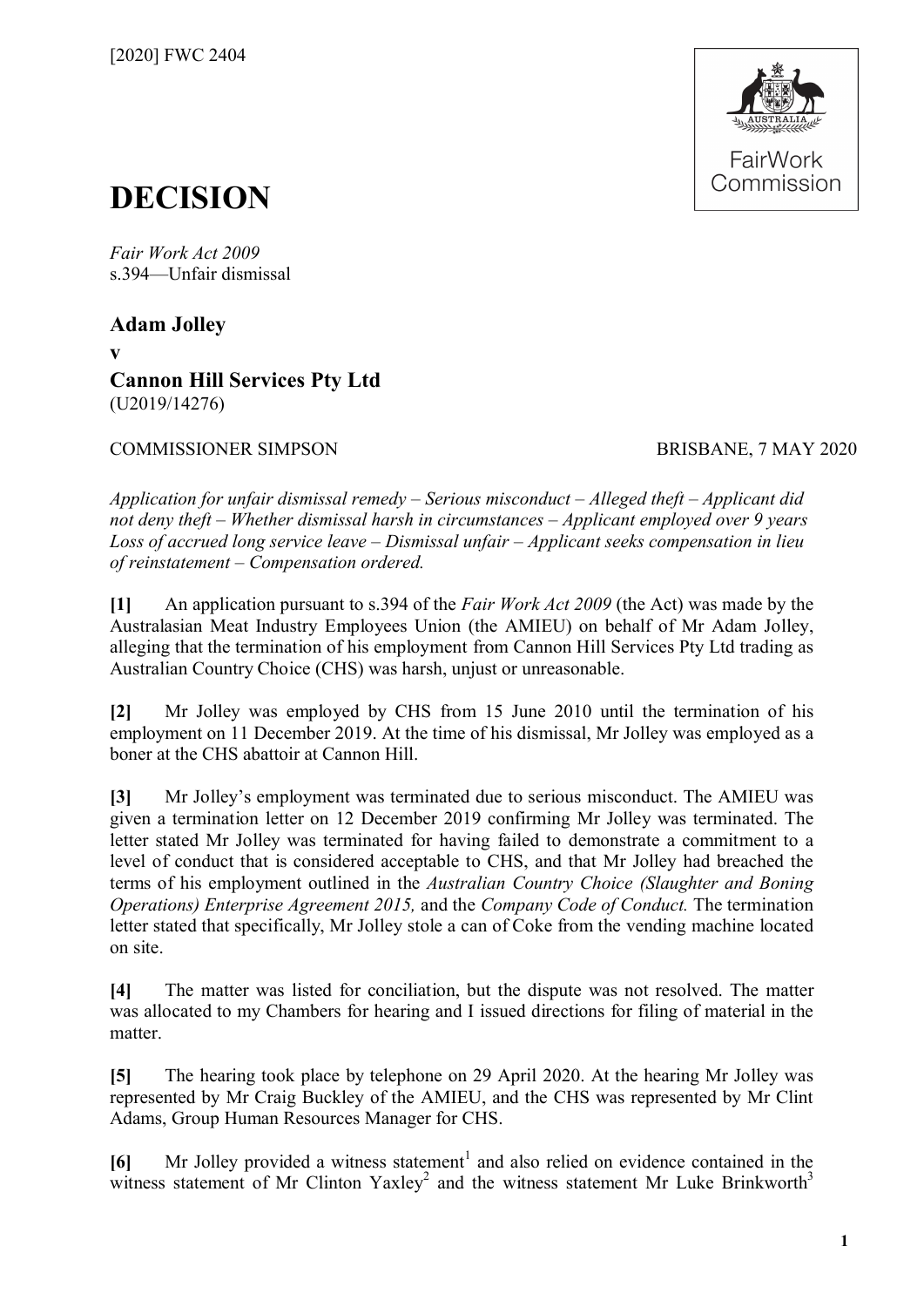[2020] FWC 2404

# DECISION

*Fair Work Act 2009*
s.394—Unfair dismissal

**Adam Jolley**
**v**
**Cannon Hill Services Pty Ltd**
(U2019/14276)

COMMISSIONER SIMPSON BRISBANE, 7 MAY 2020

*Application for unfair dismissal remedy – Serious misconduct – Alleged theft – Applicant did not deny theft – Whether dismissal harsh in circumstances – Applicant employed over 9 years Loss of accrued long service leave – Dismissal unfair – Applicant seeks compensation in lieu of reinstatement – Compensation ordered.*

**[1]** An application pursuant to s.394 of the *Fair Work Act 2009* (the Act) was made by the Australasian Meat Industry Employees Union (the AMIEU) on behalf of Mr Adam Jolley, alleging that the termination of his employment from Cannon Hill Services Pty Ltd trading as Australian Country Choice (CHS) was harsh, unjust or unreasonable.

**[2]** Mr Jolley was employed by CHS from 15 June 2010 until the termination of his employment on 11 December 2019. At the time of his dismissal, Mr Jolley was employed as a boner at the CHS abattoir at Cannon Hill.

**[3]** Mr Jolley's employment was terminated due to serious misconduct. The AMIEU was given a termination letter on 12 December 2019 confirming Mr Jolley was terminated. The letter stated Mr Jolley was terminated for having failed to demonstrate a commitment to a level of conduct that is considered acceptable to CHS, and that Mr Jolley had breached the terms of his employment outlined in the *Australian Country Choice (Slaughter and Boning Operations) Enterprise Agreement 2015,* and the *Company Code of Conduct.* The termination letter stated that specifically, Mr Jolley stole a can of Coke from the vending machine located on site.

**[4]** The matter was listed for conciliation, but the dispute was not resolved. The matter was allocated to my Chambers for hearing and I issued directions for filing of material in the matter.

**[5]** The hearing took place by telephone on 29 April 2020. At the hearing Mr Jolley was represented by Mr Craig Buckley of the AMIEU, and the CHS was represented by Mr Clint Adams, Group Human Resources Manager for CHS.

**[6]** Mr Jolley provided a witness statement[1] and also relied on evidence contained in the witness statement of Mr Clinton Yaxley[2] and the witness statement Mr Luke Brinkworth[3]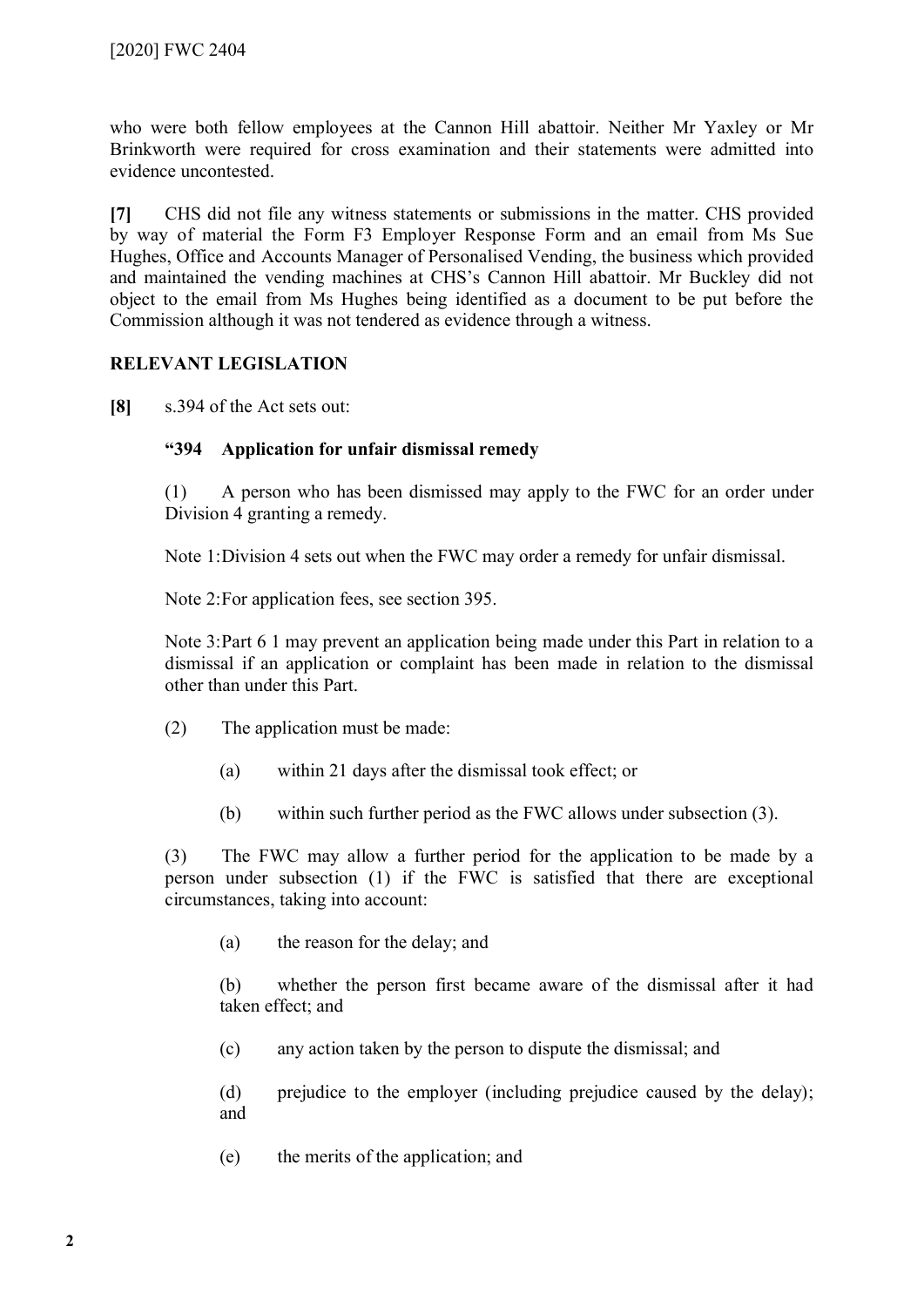who were both fellow employees at the Cannon Hill abattoir. Neither Mr Yaxley or Mr Brinkworth were required for cross examination and their statements were admitted into evidence uncontested.

**[7]** CHS did not file any witness statements or submissions in the matter. CHS provided by way of material the Form F3 Employer Response Form and an email from Ms Sue Hughes, Office and Accounts Manager of Personalised Vending, the business which provided and maintained the vending machines at CHS's Cannon Hill abattoir. Mr Buckley did not object to the email from Ms Hughes being identified as a document to be put before the Commission although it was not tendered as evidence through a witness.

## RELEVANT LEGISLATION

**[8]** s.394 of the Act sets out:

> **"394 Application for unfair dismissal remedy**
>
> (1) A person who has been dismissed may apply to the FWC for an order under Division 4 granting a remedy.
>
> Note 1: Division 4 sets out when the FWC may order a remedy for unfair dismissal.
>
> Note 2: For application fees, see section 395.
>
> Note 3: Part 6 1 may prevent an application being made under this Part in relation to a dismissal if an application or complaint has been made in relation to the dismissal other than under this Part.
>
> (2) The application must be made:
>
> (a) within 21 days after the dismissal took effect; or
>
> (b) within such further period as the FWC allows under subsection (3).
>
> (3) The FWC may allow a further period for the application to be made by a person under subsection (1) if the FWC is satisfied that there are exceptional circumstances, taking into account:
>
> (a) the reason for the delay; and
>
> (b) whether the person first became aware of the dismissal after it had taken effect; and
>
> (c) any action taken by the person to dispute the dismissal; and
>
> (d) prejudice to the employer (including prejudice caused by the delay); and
>
> (e) the merits of the application; and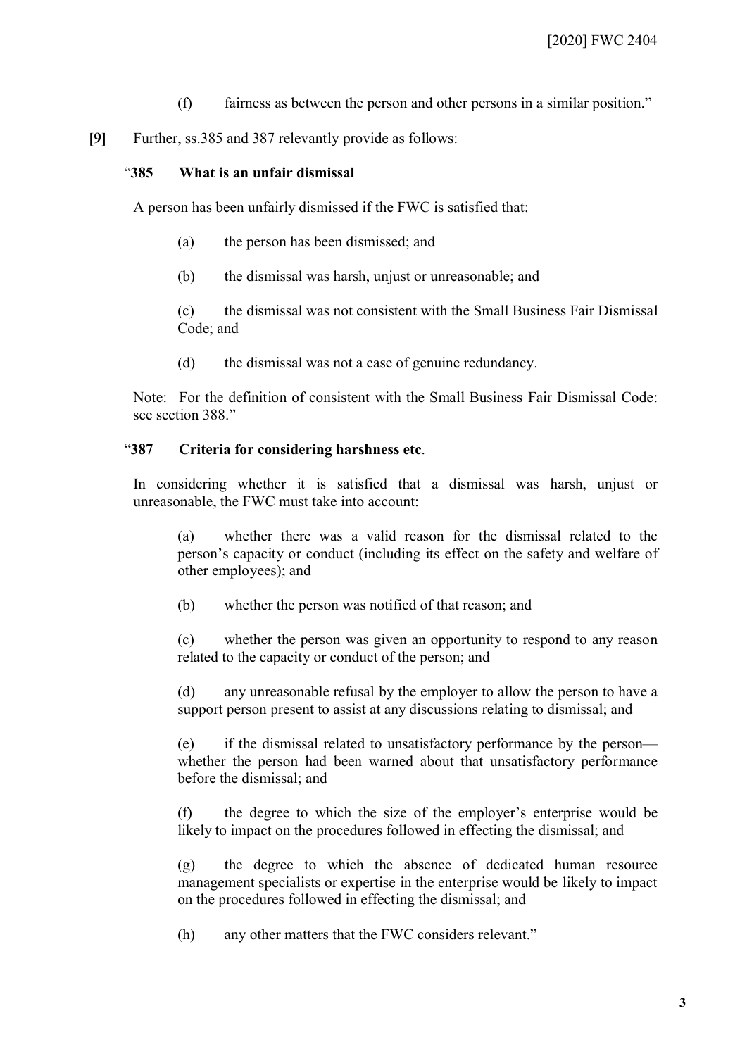(f) fairness as between the person and other persons in a similar position."

**[9]** Further, ss.385 and 387 relevantly provide as follows:

"**385 What is an unfair dismissal**

A person has been unfairly dismissed if the FWC is satisfied that:

(a) the person has been dismissed; and

(b) the dismissal was harsh, unjust or unreasonable; and

(c) the dismissal was not consistent with the Small Business Fair Dismissal Code; and

(d) the dismissal was not a case of genuine redundancy.

Note: For the definition of consistent with the Small Business Fair Dismissal Code: see section 388."

"**387 Criteria for considering harshness etc**.

In considering whether it is satisfied that a dismissal was harsh, unjust or unreasonable, the FWC must take into account:

(a) whether there was a valid reason for the dismissal related to the person's capacity or conduct (including its effect on the safety and welfare of other employees); and

(b) whether the person was notified of that reason; and

(c) whether the person was given an opportunity to respond to any reason related to the capacity or conduct of the person; and

(d) any unreasonable refusal by the employer to allow the person to have a support person present to assist at any discussions relating to dismissal; and

(e) if the dismissal related to unsatisfactory performance by the person—whether the person had been warned about that unsatisfactory performance before the dismissal; and

(f) the degree to which the size of the employer's enterprise would be likely to impact on the procedures followed in effecting the dismissal; and

(g) the degree to which the absence of dedicated human resource management specialists or expertise in the enterprise would be likely to impact on the procedures followed in effecting the dismissal; and

(h) any other matters that the FWC considers relevant."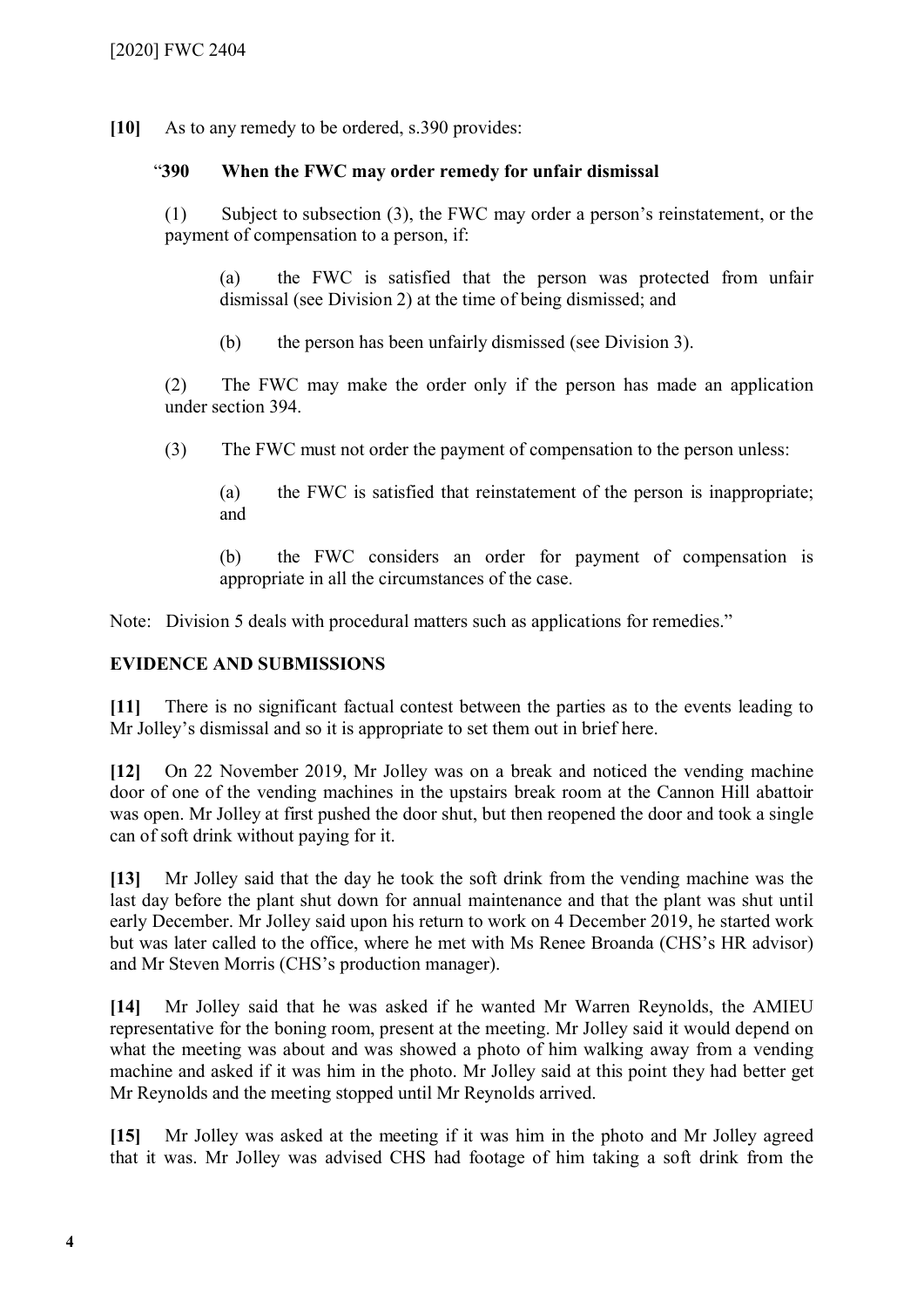**[10]** As to any remedy to be ordered, s.390 provides:

> "**390 When the FWC may order remedy for unfair dismissal**
>
> (1) Subject to subsection (3), the FWC may order a person's reinstatement, or the payment of compensation to a person, if:
>
> > (a) the FWC is satisfied that the person was protected from unfair dismissal (see Division 2) at the time of being dismissed; and
> >
> > (b) the person has been unfairly dismissed (see Division 3).
>
> (2) The FWC may make the order only if the person has made an application under section 394.
>
> (3) The FWC must not order the payment of compensation to the person unless:
>
> > (a) the FWC is satisfied that reinstatement of the person is inappropriate; and
> >
> > (b) the FWC considers an order for payment of compensation is appropriate in all the circumstances of the case.

Note: Division 5 deals with procedural matters such as applications for remedies."

## EVIDENCE AND SUBMISSIONS

**[11]** There is no significant factual contest between the parties as to the events leading to Mr Jolley's dismissal and so it is appropriate to set them out in brief here.

**[12]** On 22 November 2019, Mr Jolley was on a break and noticed the vending machine door of one of the vending machines in the upstairs break room at the Cannon Hill abattoir was open. Mr Jolley at first pushed the door shut, but then reopened the door and took a single can of soft drink without paying for it.

**[13]** Mr Jolley said that the day he took the soft drink from the vending machine was the last day before the plant shut down for annual maintenance and that the plant was shut until early December. Mr Jolley said upon his return to work on 4 December 2019, he started work but was later called to the office, where he met with Ms Renee Broanda (CHS's HR advisor) and Mr Steven Morris (CHS's production manager).

**[14]** Mr Jolley said that he was asked if he wanted Mr Warren Reynolds, the AMIEU representative for the boning room, present at the meeting. Mr Jolley said it would depend on what the meeting was about and was showed a photo of him walking away from a vending machine and asked if it was him in the photo. Mr Jolley said at this point they had better get Mr Reynolds and the meeting stopped until Mr Reynolds arrived.

**[15]** Mr Jolley was asked at the meeting if it was him in the photo and Mr Jolley agreed that it was. Mr Jolley was advised CHS had footage of him taking a soft drink from the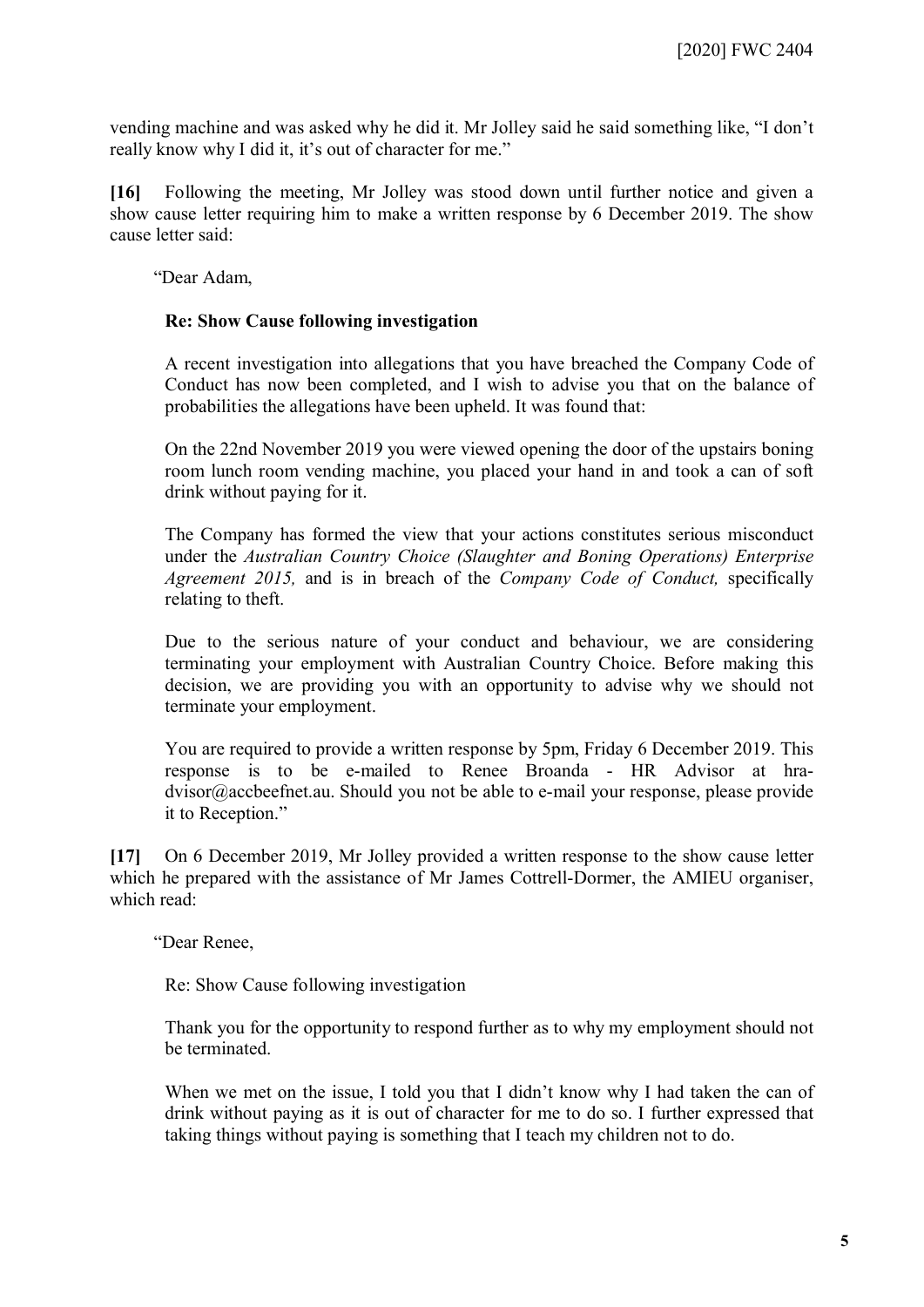vending machine and was asked why he did it. Mr Jolley said he said something like, "I don't really know why I did it, it's out of character for me."

**[16]** Following the meeting, Mr Jolley was stood down until further notice and given a show cause letter requiring him to make a written response by 6 December 2019. The show cause letter said:

> "Dear Adam,
>
> **Re: Show Cause following investigation**
>
> A recent investigation into allegations that you have breached the Company Code of Conduct has now been completed, and I wish to advise you that on the balance of probabilities the allegations have been upheld. It was found that:
>
> On the 22nd November 2019 you were viewed opening the door of the upstairs boning room lunch room vending machine, you placed your hand in and took a can of soft drink without paying for it.
>
> The Company has formed the view that your actions constitutes serious misconduct under the *Australian Country Choice (Slaughter and Boning Operations) Enterprise Agreement 2015,* and is in breach of the *Company Code of Conduct,* specifically relating to theft.
>
> Due to the serious nature of your conduct and behaviour, we are considering terminating your employment with Australian Country Choice. Before making this decision, we are providing you with an opportunity to advise why we should not terminate your employment.
>
> You are required to provide a written response by 5pm, Friday 6 December 2019. This response is to be e-mailed to Renee Broanda - HR Advisor at hradvisor@accbeefnet.au. Should you not be able to e-mail your response, please provide it to Reception."

**[17]** On 6 December 2019, Mr Jolley provided a written response to the show cause letter which he prepared with the assistance of Mr James Cottrell-Dormer, the AMIEU organiser, which read:

> "Dear Renee,
>
> Re: Show Cause following investigation
>
> Thank you for the opportunity to respond further as to why my employment should not be terminated.
>
> When we met on the issue, I told you that I didn't know why I had taken the can of drink without paying as it is out of character for me to do so. I further expressed that taking things without paying is something that I teach my children not to do.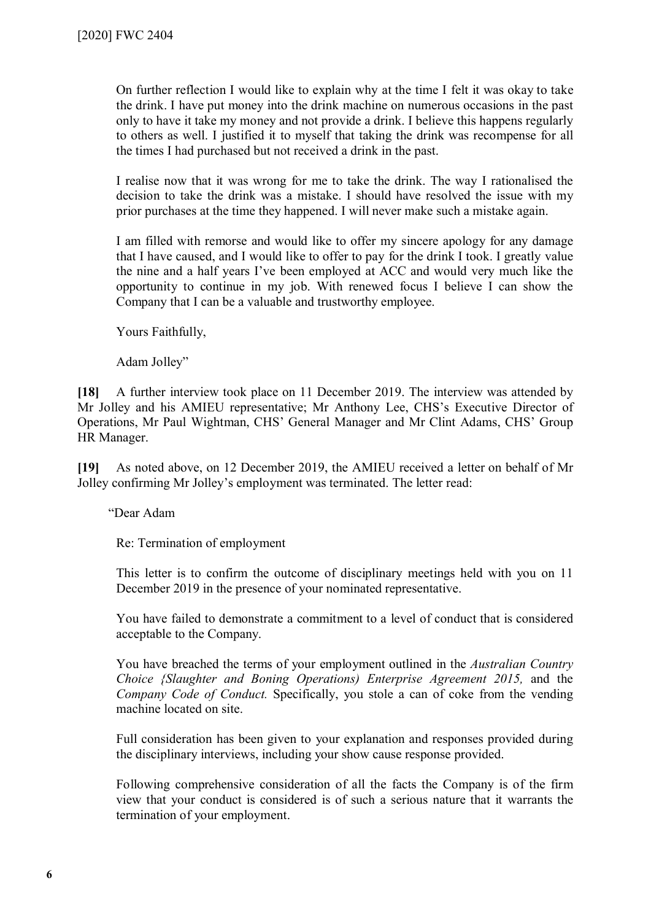On further reflection I would like to explain why at the time I felt it was okay to take the drink. I have put money into the drink machine on numerous occasions in the past only to have it take my money and not provide a drink. I believe this happens regularly to others as well. I justified it to myself that taking the drink was recompense for all the times I had purchased but not received a drink in the past.

I realise now that it was wrong for me to take the drink. The way I rationalised the decision to take the drink was a mistake. I should have resolved the issue with my prior purchases at the time they happened. I will never make such a mistake again.

I am filled with remorse and would like to offer my sincere apology for any damage that I have caused, and I would like to offer to pay for the drink I took. I greatly value the nine and a half years I've been employed at ACC and would very much like the opportunity to continue in my job. With renewed focus I believe I can show the Company that I can be a valuable and trustworthy employee.

Yours Faithfully,

Adam Jolley"

**[18]** A further interview took place on 11 December 2019. The interview was attended by Mr Jolley and his AMIEU representative; Mr Anthony Lee, CHS's Executive Director of Operations, Mr Paul Wightman, CHS' General Manager and Mr Clint Adams, CHS' Group HR Manager.

**[19]** As noted above, on 12 December 2019, the AMIEU received a letter on behalf of Mr Jolley confirming Mr Jolley's employment was terminated. The letter read:

"Dear Adam

Re: Termination of employment

This letter is to confirm the outcome of disciplinary meetings held with you on 11 December 2019 in the presence of your nominated representative.

You have failed to demonstrate a commitment to a level of conduct that is considered acceptable to the Company.

You have breached the terms of your employment outlined in the *Australian Country Choice {Slaughter and Boning Operations) Enterprise Agreement 2015,* and the *Company Code of Conduct.* Specifically, you stole a can of coke from the vending machine located on site.

Full consideration has been given to your explanation and responses provided during the disciplinary interviews, including your show cause response provided.

Following comprehensive consideration of all the facts the Company is of the firm view that your conduct is considered is of such a serious nature that it warrants the termination of your employment.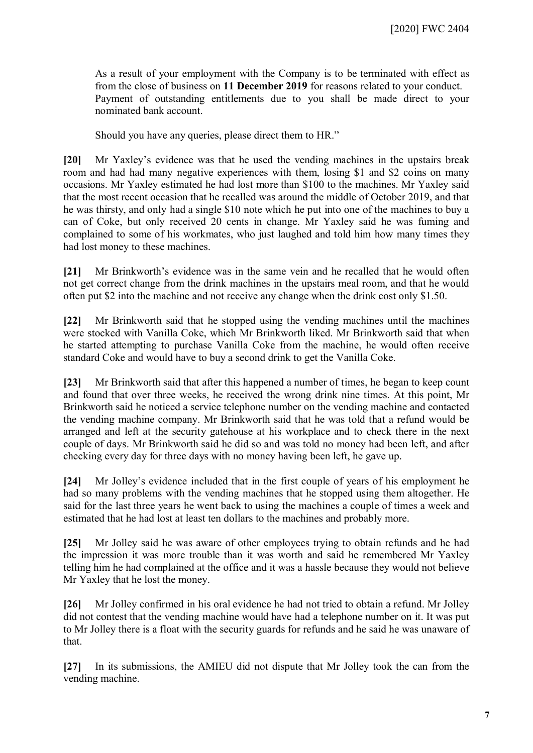As a result of your employment with the Company is to be terminated with effect as from the close of business on **11 December 2019** for reasons related to your conduct. Payment of outstanding entitlements due to you shall be made direct to your nominated bank account.

Should you have any queries, please direct them to HR."

**[20]** Mr Yaxley's evidence was that he used the vending machines in the upstairs break room and had had many negative experiences with them, losing $1 and $2 coins on many occasions. Mr Yaxley estimated he had lost more than $100 to the machines. Mr Yaxley said that the most recent occasion that he recalled was around the middle of October 2019, and that he was thirsty, and only had a single $10 note which he put into one of the machines to buy a can of Coke, but only received 20 cents in change. Mr Yaxley said he was fuming and complained to some of his workmates, who just laughed and told him how many times they had lost money to these machines.

**[21]** Mr Brinkworth's evidence was in the same vein and he recalled that he would often not get correct change from the drink machines in the upstairs meal room, and that he would often put $2 into the machine and not receive any change when the drink cost only $1.50.

**[22]** Mr Brinkworth said that he stopped using the vending machines until the machines were stocked with Vanilla Coke, which Mr Brinkworth liked. Mr Brinkworth said that when he started attempting to purchase Vanilla Coke from the machine, he would often receive standard Coke and would have to buy a second drink to get the Vanilla Coke.

**[23]** Mr Brinkworth said that after this happened a number of times, he began to keep count and found that over three weeks, he received the wrong drink nine times. At this point, Mr Brinkworth said he noticed a service telephone number on the vending machine and contacted the vending machine company. Mr Brinkworth said that he was told that a refund would be arranged and left at the security gatehouse at his workplace and to check there in the next couple of days. Mr Brinkworth said he did so and was told no money had been left, and after checking every day for three days with no money having been left, he gave up.

**[24]** Mr Jolley's evidence included that in the first couple of years of his employment he had so many problems with the vending machines that he stopped using them altogether. He said for the last three years he went back to using the machines a couple of times a week and estimated that he had lost at least ten dollars to the machines and probably more.

**[25]** Mr Jolley said he was aware of other employees trying to obtain refunds and he had the impression it was more trouble than it was worth and said he remembered Mr Yaxley telling him he had complained at the office and it was a hassle because they would not believe Mr Yaxley that he lost the money.

**[26]** Mr Jolley confirmed in his oral evidence he had not tried to obtain a refund. Mr Jolley did not contest that the vending machine would have had a telephone number on it. It was put to Mr Jolley there is a float with the security guards for refunds and he said he was unaware of that.

**[27]** In its submissions, the AMIEU did not dispute that Mr Jolley took the can from the vending machine.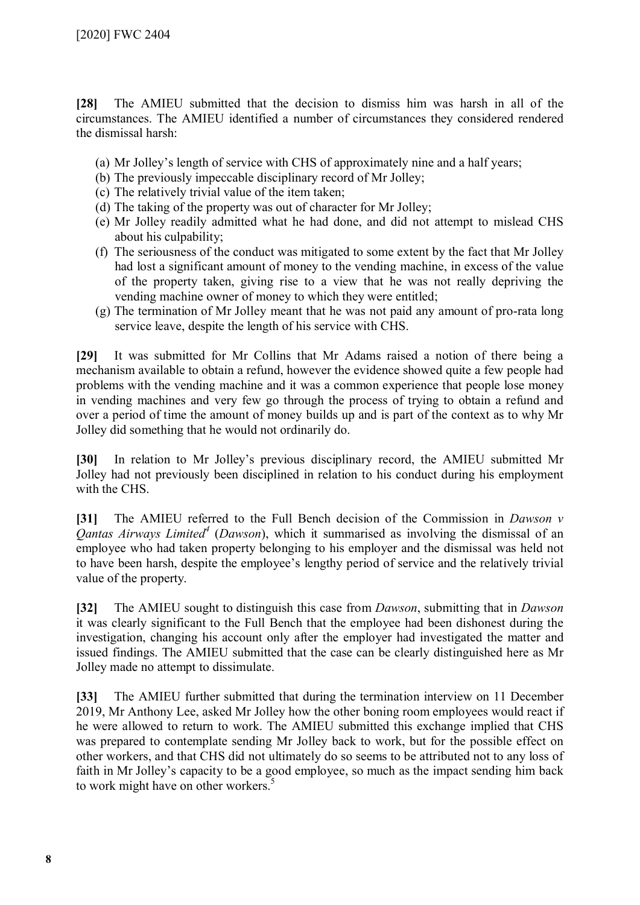**[28]** The AMIEU submitted that the decision to dismiss him was harsh in all of the circumstances. The AMIEU identified a number of circumstances they considered rendered the dismissal harsh:

(a) Mr Jolley's length of service with CHS of approximately nine and a half years;
(b) The previously impeccable disciplinary record of Mr Jolley;
(c) The relatively trivial value of the item taken;
(d) The taking of the property was out of character for Mr Jolley;
(e) Mr Jolley readily admitted what he had done, and did not attempt to mislead CHS about his culpability;
(f) The seriousness of the conduct was mitigated to some extent by the fact that Mr Jolley had lost a significant amount of money to the vending machine, in excess of the value of the property taken, giving rise to a view that he was not really depriving the vending machine owner of money to which they were entitled;
(g) The termination of Mr Jolley meant that he was not paid any amount of pro-rata long service leave, despite the length of his service with CHS.

**[29]** It was submitted for Mr Collins that Mr Adams raised a notion of there being a mechanism available to obtain a refund, however the evidence showed quite a few people had problems with the vending machine and it was a common experience that people lose money in vending machines and very few go through the process of trying to obtain a refund and over a period of time the amount of money builds up and is part of the context as to why Mr Jolley did something that he would not ordinarily do.

**[30]** In relation to Mr Jolley's previous disciplinary record, the AMIEU submitted Mr Jolley had not previously been disciplined in relation to his conduct during his employment with the CHS.

**[31]** The AMIEU referred to the Full Bench decision of the Commission in *Dawson v Qantas Airways Limited*[4] (*Dawson*), which it summarised as involving the dismissal of an employee who had taken property belonging to his employer and the dismissal was held not to have been harsh, despite the employee's lengthy period of service and the relatively trivial value of the property.

**[32]** The AMIEU sought to distinguish this case from *Dawson*, submitting that in *Dawson* it was clearly significant to the Full Bench that the employee had been dishonest during the investigation, changing his account only after the employer had investigated the matter and issued findings. The AMIEU submitted that the case can be clearly distinguished here as Mr Jolley made no attempt to dissimulate.

**[33]** The AMIEU further submitted that during the termination interview on 11 December 2019, Mr Anthony Lee, asked Mr Jolley how the other boning room employees would react if he were allowed to return to work. The AMIEU submitted this exchange implied that CHS was prepared to contemplate sending Mr Jolley back to work, but for the possible effect on other workers, and that CHS did not ultimately do so seems to be attributed not to any loss of faith in Mr Jolley's capacity to be a good employee, so much as the impact sending him back to work might have on other workers.[5]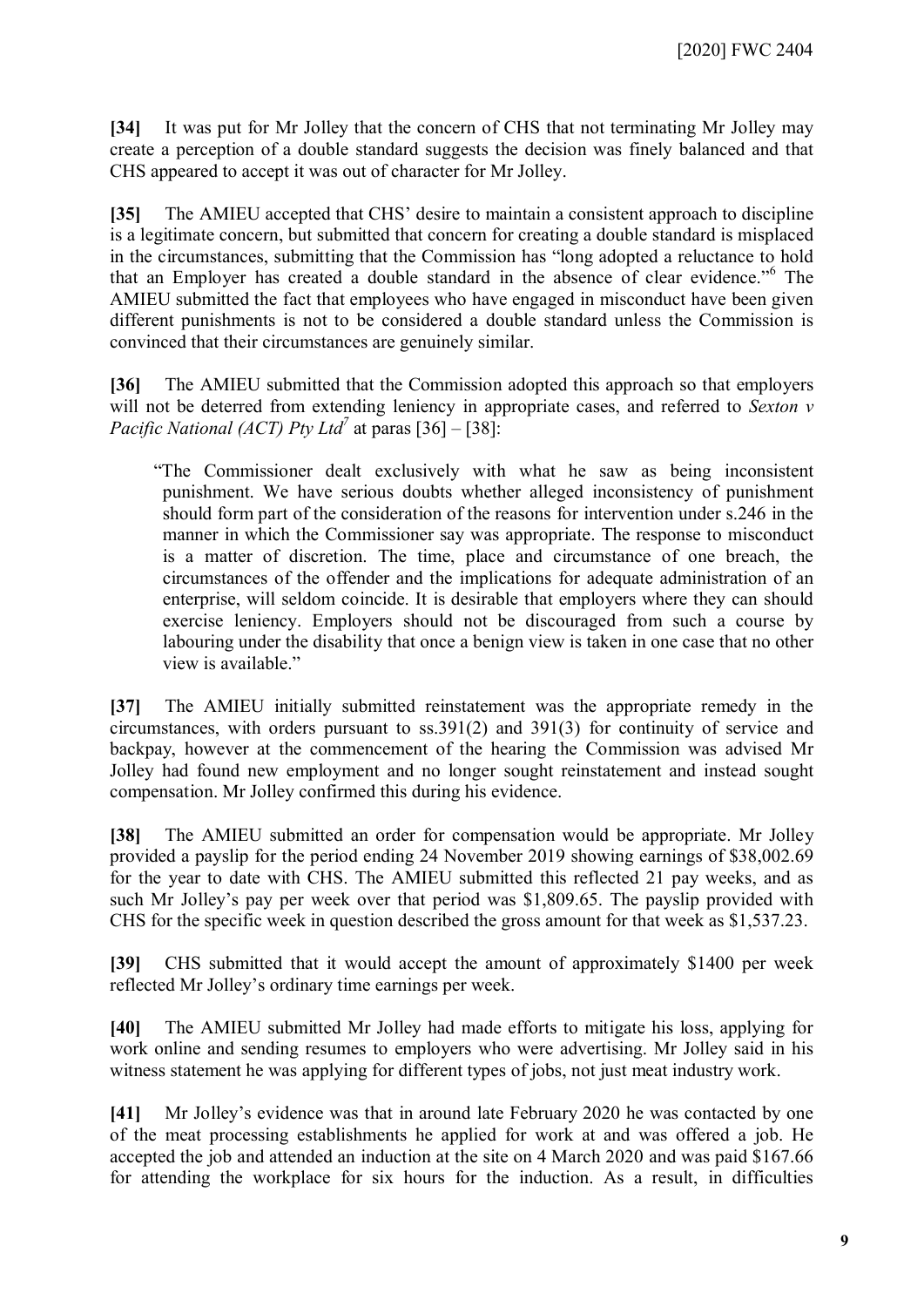**[34]** It was put for Mr Jolley that the concern of CHS that not terminating Mr Jolley may create a perception of a double standard suggests the decision was finely balanced and that CHS appeared to accept it was out of character for Mr Jolley.

**[35]** The AMIEU accepted that CHS' desire to maintain a consistent approach to discipline is a legitimate concern, but submitted that concern for creating a double standard is misplaced in the circumstances, submitting that the Commission has "long adopted a reluctance to hold that an Employer has created a double standard in the absence of clear evidence."[6] The AMIEU submitted the fact that employees who have engaged in misconduct have been given different punishments is not to be considered a double standard unless the Commission is convinced that their circumstances are genuinely similar.

**[36]** The AMIEU submitted that the Commission adopted this approach so that employers will not be deterred from extending leniency in appropriate cases, and referred to *Sexton v Pacific National (ACT) Pty Ltd*[7] at paras [36] – [38]:

> "The Commissioner dealt exclusively with what he saw as being inconsistent punishment. We have serious doubts whether alleged inconsistency of punishment should form part of the consideration of the reasons for intervention under s.246 in the manner in which the Commissioner say was appropriate. The response to misconduct is a matter of discretion. The time, place and circumstance of one breach, the circumstances of the offender and the implications for adequate administration of an enterprise, will seldom coincide. It is desirable that employers where they can should exercise leniency. Employers should not be discouraged from such a course by labouring under the disability that once a benign view is taken in one case that no other view is available."

**[37]** The AMIEU initially submitted reinstatement was the appropriate remedy in the circumstances, with orders pursuant to ss.391(2) and 391(3) for continuity of service and backpay, however at the commencement of the hearing the Commission was advised Mr Jolley had found new employment and no longer sought reinstatement and instead sought compensation. Mr Jolley confirmed this during his evidence.

**[38]** The AMIEU submitted an order for compensation would be appropriate. Mr Jolley provided a payslip for the period ending 24 November 2019 showing earnings of $38,002.69 for the year to date with CHS. The AMIEU submitted this reflected 21 pay weeks, and as such Mr Jolley's pay per week over that period was $1,809.65. The payslip provided with CHS for the specific week in question described the gross amount for that week as $1,537.23.

**[39]** CHS submitted that it would accept the amount of approximately $1400 per week reflected Mr Jolley's ordinary time earnings per week.

**[40]** The AMIEU submitted Mr Jolley had made efforts to mitigate his loss, applying for work online and sending resumes to employers who were advertising. Mr Jolley said in his witness statement he was applying for different types of jobs, not just meat industry work.

**[41]** Mr Jolley's evidence was that in around late February 2020 he was contacted by one of the meat processing establishments he applied for work at and was offered a job. He accepted the job and attended an induction at the site on 4 March 2020 and was paid $167.66 for attending the workplace for six hours for the induction. As a result, in difficulties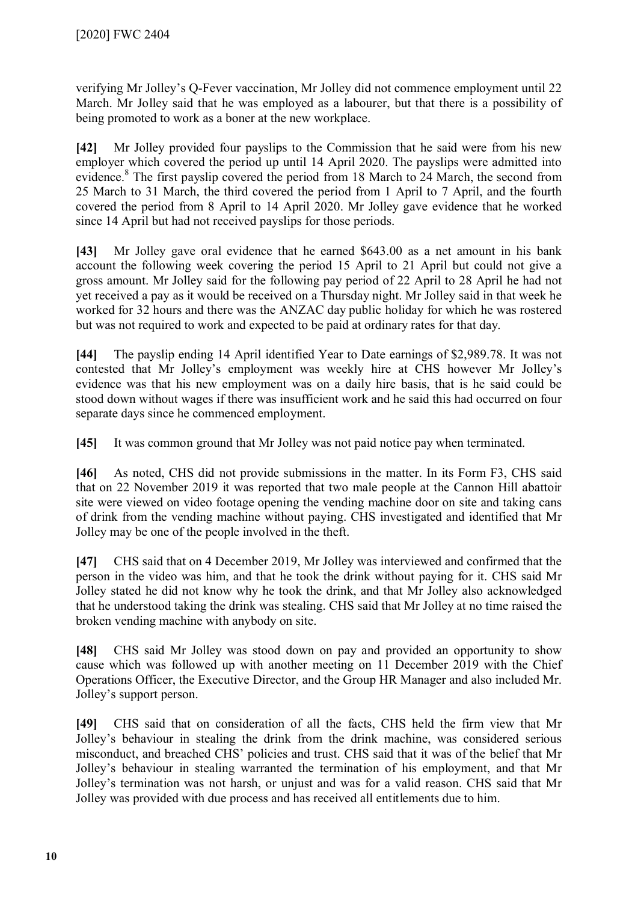verifying Mr Jolley's Q-Fever vaccination, Mr Jolley did not commence employment until 22 March. Mr Jolley said that he was employed as a labourer, but that there is a possibility of being promoted to work as a boner at the new workplace.

**[42]** Mr Jolley provided four payslips to the Commission that he said were from his new employer which covered the period up until 14 April 2020. The payslips were admitted into evidence.[8] The first payslip covered the period from 18 March to 24 March, the second from 25 March to 31 March, the third covered the period from 1 April to 7 April, and the fourth covered the period from 8 April to 14 April 2020. Mr Jolley gave evidence that he worked since 14 April but had not received payslips for those periods.

**[43]** Mr Jolley gave oral evidence that he earned $643.00 as a net amount in his bank account the following week covering the period 15 April to 21 April but could not give a gross amount. Mr Jolley said for the following pay period of 22 April to 28 April he had not yet received a pay as it would be received on a Thursday night. Mr Jolley said in that week he worked for 32 hours and there was the ANZAC day public holiday for which he was rostered but was not required to work and expected to be paid at ordinary rates for that day.

**[44]** The payslip ending 14 April identified Year to Date earnings of $2,989.78. It was not contested that Mr Jolley's employment was weekly hire at CHS however Mr Jolley's evidence was that his new employment was on a daily hire basis, that is he said could be stood down without wages if there was insufficient work and he said this had occurred on four separate days since he commenced employment.

**[45]** It was common ground that Mr Jolley was not paid notice pay when terminated.

**[46]** As noted, CHS did not provide submissions in the matter. In its Form F3, CHS said that on 22 November 2019 it was reported that two male people at the Cannon Hill abattoir site were viewed on video footage opening the vending machine door on site and taking cans of drink from the vending machine without paying. CHS investigated and identified that Mr Jolley may be one of the people involved in the theft.

**[47]** CHS said that on 4 December 2019, Mr Jolley was interviewed and confirmed that the person in the video was him, and that he took the drink without paying for it. CHS said Mr Jolley stated he did not know why he took the drink, and that Mr Jolley also acknowledged that he understood taking the drink was stealing. CHS said that Mr Jolley at no time raised the broken vending machine with anybody on site.

**[48]** CHS said Mr Jolley was stood down on pay and provided an opportunity to show cause which was followed up with another meeting on 11 December 2019 with the Chief Operations Officer, the Executive Director, and the Group HR Manager and also included Mr. Jolley's support person.

**[49]** CHS said that on consideration of all the facts, CHS held the firm view that Mr Jolley's behaviour in stealing the drink from the drink machine, was considered serious misconduct, and breached CHS' policies and trust. CHS said that it was of the belief that Mr Jolley's behaviour in stealing warranted the termination of his employment, and that Mr Jolley's termination was not harsh, or unjust and was for a valid reason. CHS said that Mr Jolley was provided with due process and has received all entitlements due to him.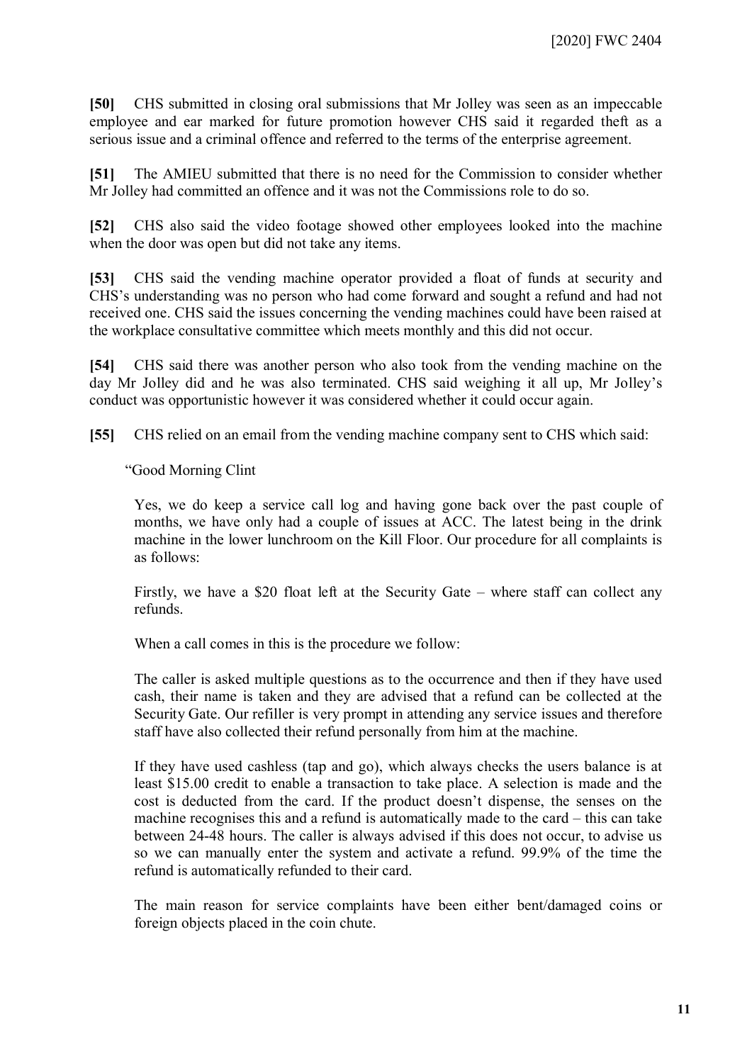**[50]** CHS submitted in closing oral submissions that Mr Jolley was seen as an impeccable employee and ear marked for future promotion however CHS said it regarded theft as a serious issue and a criminal offence and referred to the terms of the enterprise agreement.

**[51]** The AMIEU submitted that there is no need for the Commission to consider whether Mr Jolley had committed an offence and it was not the Commissions role to do so.

**[52]** CHS also said the video footage showed other employees looked into the machine when the door was open but did not take any items.

**[53]** CHS said the vending machine operator provided a float of funds at security and CHS's understanding was no person who had come forward and sought a refund and had not received one. CHS said the issues concerning the vending machines could have been raised at the workplace consultative committee which meets monthly and this did not occur.

**[54]** CHS said there was another person who also took from the vending machine on the day Mr Jolley did and he was also terminated. CHS said weighing it all up, Mr Jolley's conduct was opportunistic however it was considered whether it could occur again.

**[55]** CHS relied on an email from the vending machine company sent to CHS which said:

> "Good Morning Clint
>
> Yes, we do keep a service call log and having gone back over the past couple of months, we have only had a couple of issues at ACC. The latest being in the drink machine in the lower lunchroom on the Kill Floor. Our procedure for all complaints is as follows:
>
> Firstly, we have a $20 float left at the Security Gate – where staff can collect any refunds.
>
> When a call comes in this is the procedure we follow:
>
> The caller is asked multiple questions as to the occurrence and then if they have used cash, their name is taken and they are advised that a refund can be collected at the Security Gate. Our refiller is very prompt in attending any service issues and therefore staff have also collected their refund personally from him at the machine.
>
> If they have used cashless (tap and go), which always checks the users balance is at least $15.00 credit to enable a transaction to take place. A selection is made and the cost is deducted from the card. If the product doesn't dispense, the senses on the machine recognises this and a refund is automatically made to the card – this can take between 24-48 hours. The caller is always advised if this does not occur, to advise us so we can manually enter the system and activate a refund. 99.9% of the time the refund is automatically refunded to their card.
>
> The main reason for service complaints have been either bent/damaged coins or foreign objects placed in the coin chute.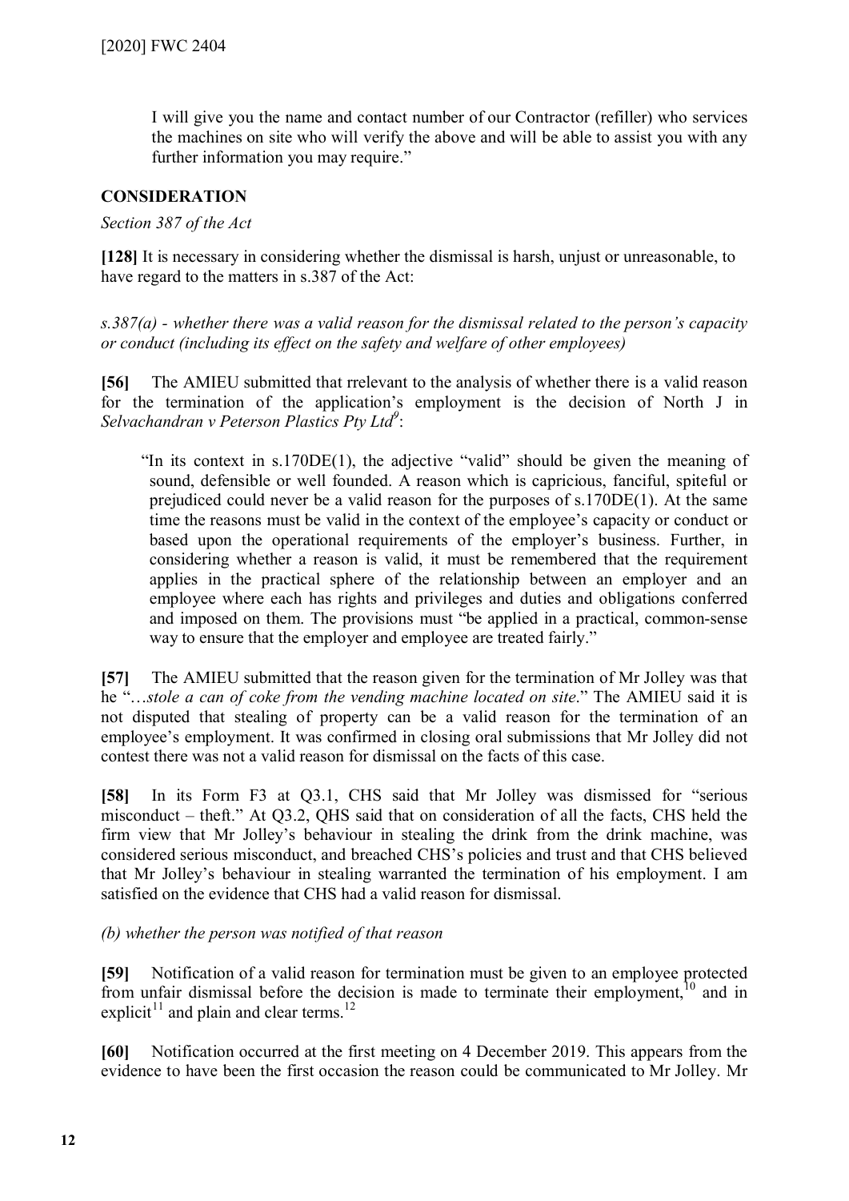I will give you the name and contact number of our Contractor (refiller) who services the machines on site who will verify the above and will be able to assist you with any further information you may require."

## CONSIDERATION

*Section 387 of the Act*

**[128]** It is necessary in considering whether the dismissal is harsh, unjust or unreasonable, to have regard to the matters in s.387 of the Act:

*s.387(a) - whether there was a valid reason for the dismissal related to the person's capacity or conduct (including its effect on the safety and welfare of other employees)*

**[56]** The AMIEU submitted that rrelevant to the analysis of whether there is a valid reason for the termination of the application's employment is the decision of North J in *Selvachandran v Peterson Plastics Pty Ltd*[9]:

> "In its context in s.170DE(1), the adjective "valid" should be given the meaning of sound, defensible or well founded. A reason which is capricious, fanciful, spiteful or prejudiced could never be a valid reason for the purposes of s.170DE(1). At the same time the reasons must be valid in the context of the employee's capacity or conduct or based upon the operational requirements of the employer's business. Further, in considering whether a reason is valid, it must be remembered that the requirement applies in the practical sphere of the relationship between an employer and an employee where each has rights and privileges and duties and obligations conferred and imposed on them. The provisions must "be applied in a practical, common-sense way to ensure that the employer and employee are treated fairly."

**[57]** The AMIEU submitted that the reason given for the termination of Mr Jolley was that he "*…stole a can of coke from the vending machine located on site*." The AMIEU said it is not disputed that stealing of property can be a valid reason for the termination of an employee's employment. It was confirmed in closing oral submissions that Mr Jolley did not contest there was not a valid reason for dismissal on the facts of this case.

**[58]** In its Form F3 at Q3.1, CHS said that Mr Jolley was dismissed for "serious misconduct – theft." At Q3.2, QHS said that on consideration of all the facts, CHS held the firm view that Mr Jolley's behaviour in stealing the drink from the drink machine, was considered serious misconduct, and breached CHS's policies and trust and that CHS believed that Mr Jolley's behaviour in stealing warranted the termination of his employment. I am satisfied on the evidence that CHS had a valid reason for dismissal.

*(b) whether the person was notified of that reason*

**[59]** Notification of a valid reason for termination must be given to an employee protected from unfair dismissal before the decision is made to terminate their employment,[10] and in explicit[11] and plain and clear terms.[12]

**[60]** Notification occurred at the first meeting on 4 December 2019. This appears from the evidence to have been the first occasion the reason could be communicated to Mr Jolley. Mr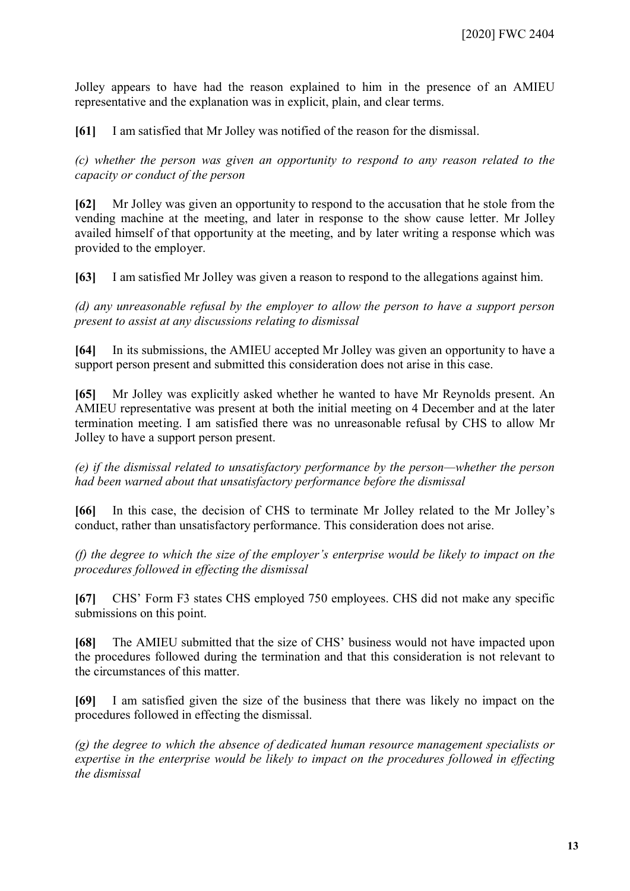Jolley appears to have had the reason explained to him in the presence of an AMIEU representative and the explanation was in explicit, plain, and clear terms.

**[61]** I am satisfied that Mr Jolley was notified of the reason for the dismissal.

*(c) whether the person was given an opportunity to respond to any reason related to the capacity or conduct of the person*

**[62]** Mr Jolley was given an opportunity to respond to the accusation that he stole from the vending machine at the meeting, and later in response to the show cause letter. Mr Jolley availed himself of that opportunity at the meeting, and by later writing a response which was provided to the employer.

**[63]** I am satisfied Mr Jolley was given a reason to respond to the allegations against him.

*(d) any unreasonable refusal by the employer to allow the person to have a support person present to assist at any discussions relating to dismissal*

**[64]** In its submissions, the AMIEU accepted Mr Jolley was given an opportunity to have a support person present and submitted this consideration does not arise in this case.

**[65]** Mr Jolley was explicitly asked whether he wanted to have Mr Reynolds present. An AMIEU representative was present at both the initial meeting on 4 December and at the later termination meeting. I am satisfied there was no unreasonable refusal by CHS to allow Mr Jolley to have a support person present.

*(e) if the dismissal related to unsatisfactory performance by the person—whether the person had been warned about that unsatisfactory performance before the dismissal*

**[66]** In this case, the decision of CHS to terminate Mr Jolley related to the Mr Jolley's conduct, rather than unsatisfactory performance. This consideration does not arise.

*(f) the degree to which the size of the employer's enterprise would be likely to impact on the procedures followed in effecting the dismissal*

**[67]** CHS' Form F3 states CHS employed 750 employees. CHS did not make any specific submissions on this point.

**[68]** The AMIEU submitted that the size of CHS' business would not have impacted upon the procedures followed during the termination and that this consideration is not relevant to the circumstances of this matter.

**[69]** I am satisfied given the size of the business that there was likely no impact on the procedures followed in effecting the dismissal.

*(g) the degree to which the absence of dedicated human resource management specialists or expertise in the enterprise would be likely to impact on the procedures followed in effecting the dismissal*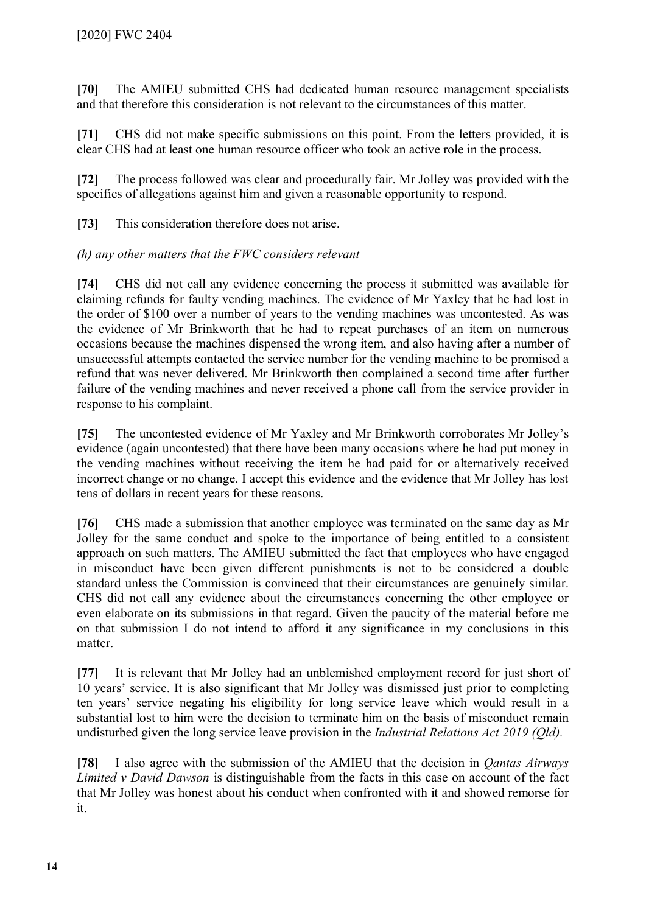**[70]** The AMIEU submitted CHS had dedicated human resource management specialists and that therefore this consideration is not relevant to the circumstances of this matter.

**[71]** CHS did not make specific submissions on this point. From the letters provided, it is clear CHS had at least one human resource officer who took an active role in the process.

**[72]** The process followed was clear and procedurally fair. Mr Jolley was provided with the specifics of allegations against him and given a reasonable opportunity to respond.

**[73]** This consideration therefore does not arise.

*(h) any other matters that the FWC considers relevant*

**[74]** CHS did not call any evidence concerning the process it submitted was available for claiming refunds for faulty vending machines. The evidence of Mr Yaxley that he had lost in the order of $100 over a number of years to the vending machines was uncontested. As was the evidence of Mr Brinkworth that he had to repeat purchases of an item on numerous occasions because the machines dispensed the wrong item, and also having after a number of unsuccessful attempts contacted the service number for the vending machine to be promised a refund that was never delivered. Mr Brinkworth then complained a second time after further failure of the vending machines and never received a phone call from the service provider in response to his complaint.

**[75]** The uncontested evidence of Mr Yaxley and Mr Brinkworth corroborates Mr Jolley's evidence (again uncontested) that there have been many occasions where he had put money in the vending machines without receiving the item he had paid for or alternatively received incorrect change or no change. I accept this evidence and the evidence that Mr Jolley has lost tens of dollars in recent years for these reasons.

**[76]** CHS made a submission that another employee was terminated on the same day as Mr Jolley for the same conduct and spoke to the importance of being entitled to a consistent approach on such matters. The AMIEU submitted the fact that employees who have engaged in misconduct have been given different punishments is not to be considered a double standard unless the Commission is convinced that their circumstances are genuinely similar. CHS did not call any evidence about the circumstances concerning the other employee or even elaborate on its submissions in that regard. Given the paucity of the material before me on that submission I do not intend to afford it any significance in my conclusions in this matter.

**[77]** It is relevant that Mr Jolley had an unblemished employment record for just short of 10 years' service. It is also significant that Mr Jolley was dismissed just prior to completing ten years' service negating his eligibility for long service leave which would result in a substantial lost to him were the decision to terminate him on the basis of misconduct remain undisturbed given the long service leave provision in the *Industrial Relations Act 2019 (Qld).*

**[78]** I also agree with the submission of the AMIEU that the decision in *Qantas Airways Limited v David Dawson* is distinguishable from the facts in this case on account of the fact that Mr Jolley was honest about his conduct when confronted with it and showed remorse for it.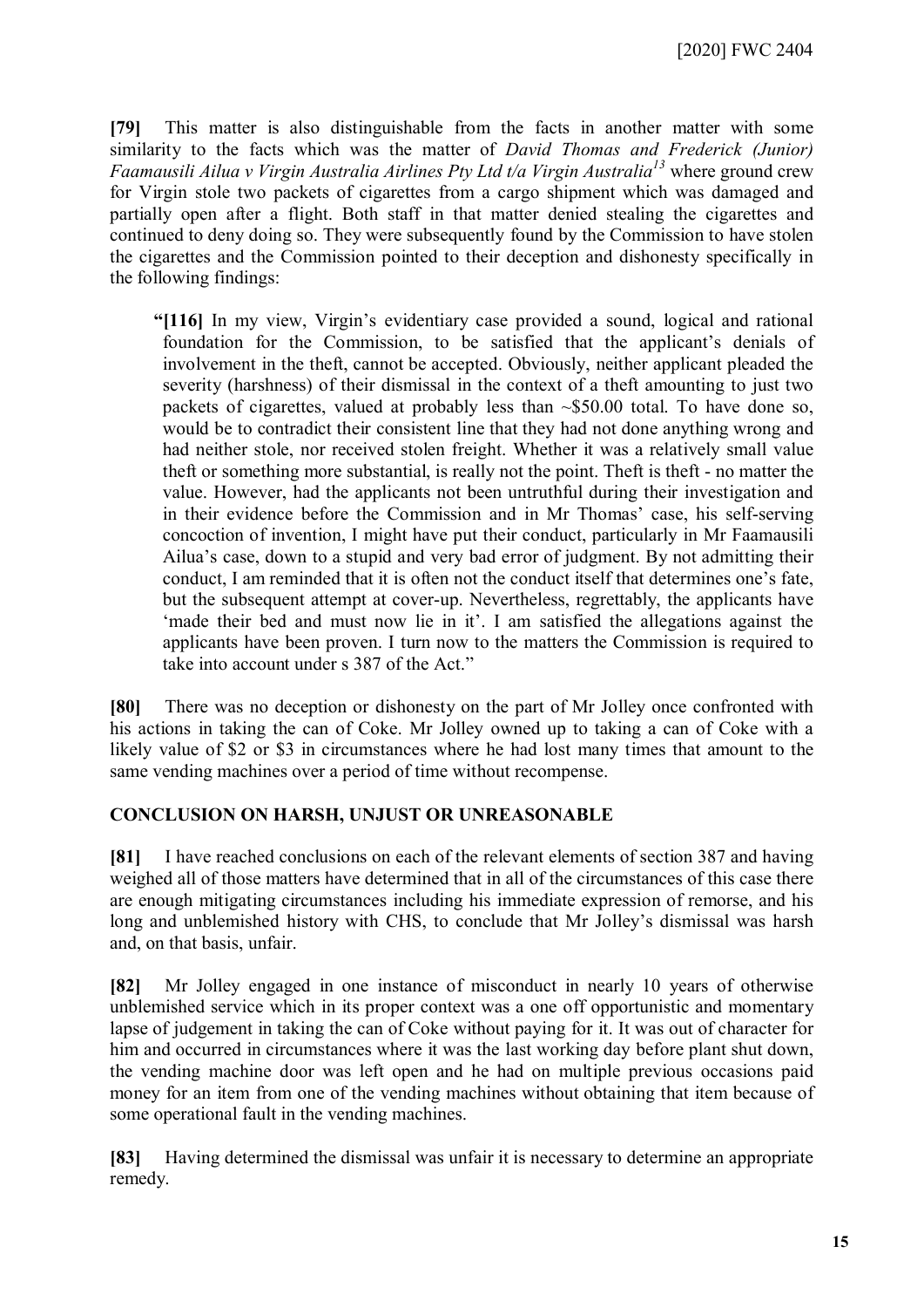**[79]** This matter is also distinguishable from the facts in another matter with some similarity to the facts which was the matter of *David Thomas and Frederick (Junior) Faamausili Ailua v Virgin Australia Airlines Pty Ltd t/a Virgin Australia*[13] where ground crew for Virgin stole two packets of cigarettes from a cargo shipment which was damaged and partially open after a flight. Both staff in that matter denied stealing the cigarettes and continued to deny doing so. They were subsequently found by the Commission to have stolen the cigarettes and the Commission pointed to their deception and dishonesty specifically in the following findings:

> **"[116]** In my view, Virgin's evidentiary case provided a sound, logical and rational foundation for the Commission, to be satisfied that the applicant's denials of involvement in the theft, cannot be accepted. Obviously, neither applicant pleaded the severity (harshness) of their dismissal in the context of a theft amounting to just two packets of cigarettes, valued at probably less than ~$50.00 total. To have done so, would be to contradict their consistent line that they had not done anything wrong and had neither stole, nor received stolen freight. Whether it was a relatively small value theft or something more substantial, is really not the point. Theft is theft - no matter the value. However, had the applicants not been untruthful during their investigation and in their evidence before the Commission and in Mr Thomas' case, his self-serving concoction of invention, I might have put their conduct, particularly in Mr Faamausili Ailua's case, down to a stupid and very bad error of judgment. By not admitting their conduct, I am reminded that it is often not the conduct itself that determines one's fate, but the subsequent attempt at cover-up. Nevertheless, regrettably, the applicants have 'made their bed and must now lie in it'. I am satisfied the allegations against the applicants have been proven. I turn now to the matters the Commission is required to take into account under s 387 of the Act."

**[80]** There was no deception or dishonesty on the part of Mr Jolley once confronted with his actions in taking the can of Coke. Mr Jolley owned up to taking a can of Coke with a likely value of $2 or $3 in circumstances where he had lost many times that amount to the same vending machines over a period of time without recompense.

## CONCLUSION ON HARSH, UNJUST OR UNREASONABLE

**[81]** I have reached conclusions on each of the relevant elements of section 387 and having weighed all of those matters have determined that in all of the circumstances of this case there are enough mitigating circumstances including his immediate expression of remorse, and his long and unblemished history with CHS, to conclude that Mr Jolley's dismissal was harsh and, on that basis, unfair.

**[82]** Mr Jolley engaged in one instance of misconduct in nearly 10 years of otherwise unblemished service which in its proper context was a one off opportunistic and momentary lapse of judgement in taking the can of Coke without paying for it. It was out of character for him and occurred in circumstances where it was the last working day before plant shut down, the vending machine door was left open and he had on multiple previous occasions paid money for an item from one of the vending machines without obtaining that item because of some operational fault in the vending machines.

**[83]** Having determined the dismissal was unfair it is necessary to determine an appropriate remedy.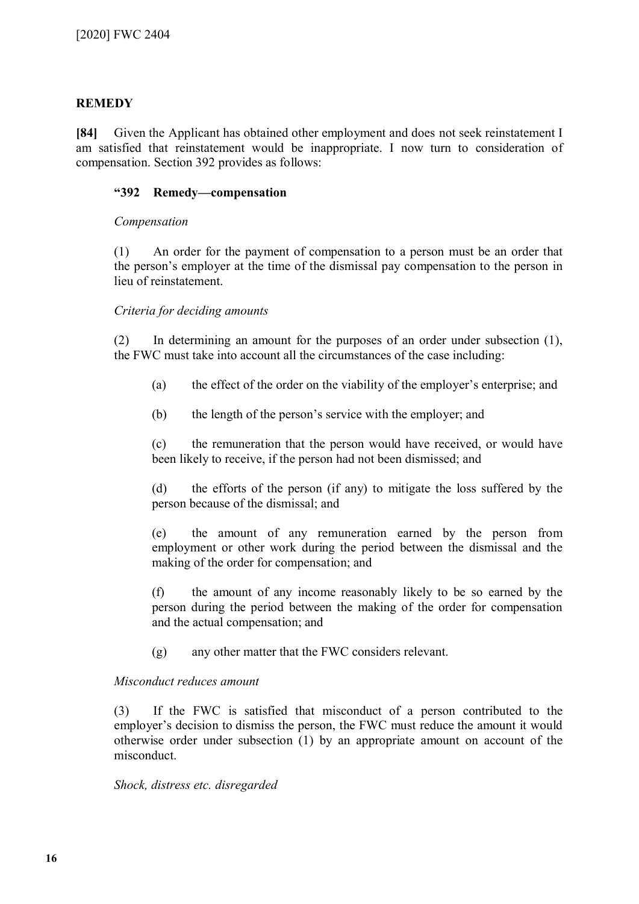## REMEDY

**[84]** Given the Applicant has obtained other employment and does not seek reinstatement I am satisfied that reinstatement would be inappropriate. I now turn to consideration of compensation. Section 392 provides as follows:

> **"392 Remedy—compensation**
>
> *Compensation*
>
> (1) An order for the payment of compensation to a person must be an order that the person's employer at the time of the dismissal pay compensation to the person in lieu of reinstatement.
>
> *Criteria for deciding amounts*
>
> (2) In determining an amount for the purposes of an order under subsection (1), the FWC must take into account all the circumstances of the case including:
>
> > (a) the effect of the order on the viability of the employer's enterprise; and
> >
> > (b) the length of the person's service with the employer; and
> >
> > (c) the remuneration that the person would have received, or would have been likely to receive, if the person had not been dismissed; and
> >
> > (d) the efforts of the person (if any) to mitigate the loss suffered by the person because of the dismissal; and
> >
> > (e) the amount of any remuneration earned by the person from employment or other work during the period between the dismissal and the making of the order for compensation; and
> >
> > (f) the amount of any income reasonably likely to be so earned by the person during the period between the making of the order for compensation and the actual compensation; and
> >
> > (g) any other matter that the FWC considers relevant.
>
> *Misconduct reduces amount*
>
> (3) If the FWC is satisfied that misconduct of a person contributed to the employer's decision to dismiss the person, the FWC must reduce the amount it would otherwise order under subsection (1) by an appropriate amount on account of the misconduct.
>
> *Shock, distress etc. disregarded*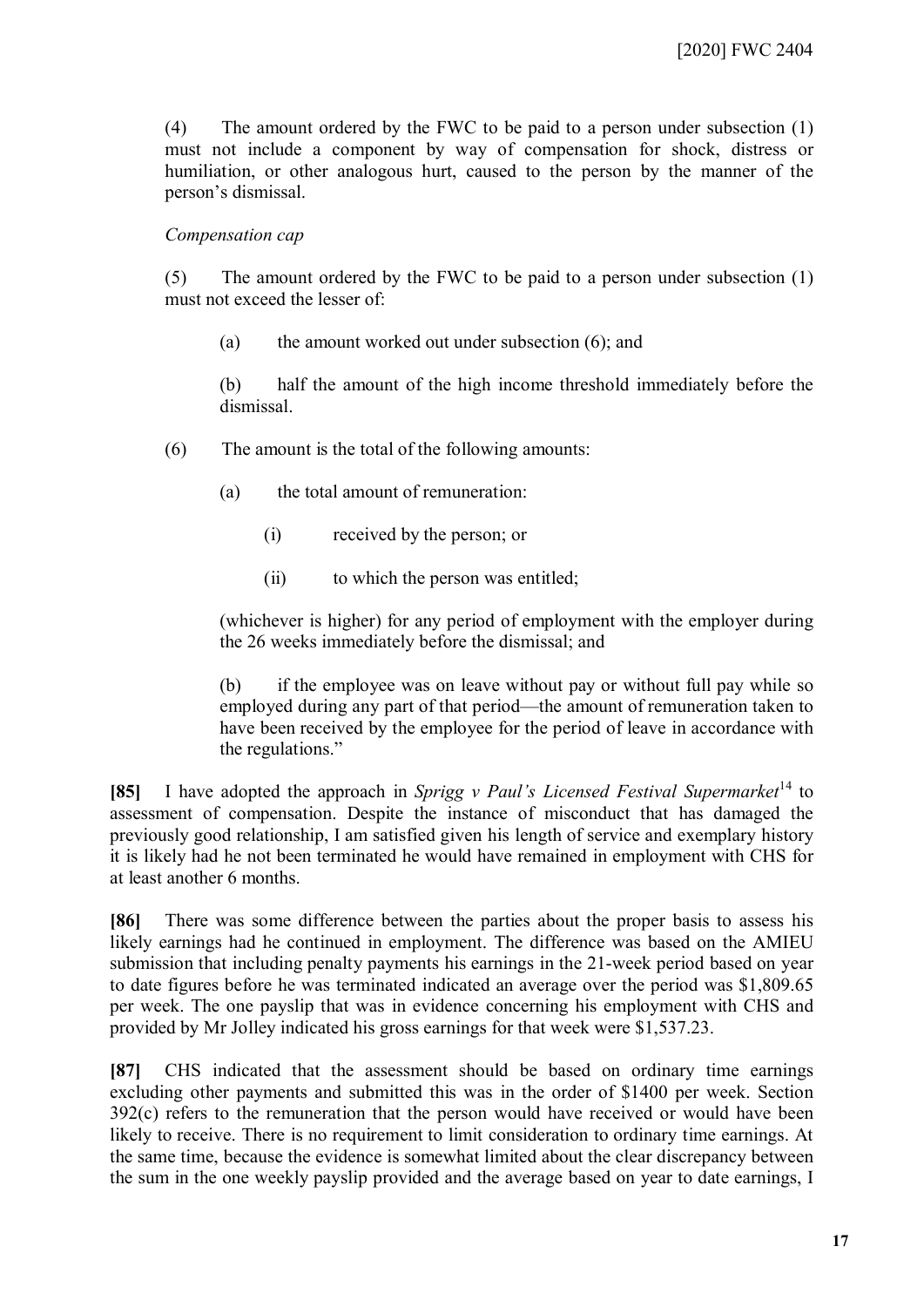(4) The amount ordered by the FWC to be paid to a person under subsection (1) must not include a component by way of compensation for shock, distress or humiliation, or other analogous hurt, caused to the person by the manner of the person's dismissal.

*Compensation cap*

(5) The amount ordered by the FWC to be paid to a person under subsection (1) must not exceed the lesser of:

(a) the amount worked out under subsection (6); and

(b) half the amount of the high income threshold immediately before the dismissal.

(6) The amount is the total of the following amounts:

(a) the total amount of remuneration:

(i) received by the person; or

(ii) to which the person was entitled;

(whichever is higher) for any period of employment with the employer during the 26 weeks immediately before the dismissal; and

(b) if the employee was on leave without pay or without full pay while so employed during any part of that period—the amount of remuneration taken to have been received by the employee for the period of leave in accordance with the regulations."

**[85]** I have adopted the approach in *Sprigg v Paul's Licensed Festival Supermarket*[14] to assessment of compensation. Despite the instance of misconduct that has damaged the previously good relationship, I am satisfied given his length of service and exemplary history it is likely had he not been terminated he would have remained in employment with CHS for at least another 6 months.

**[86]** There was some difference between the parties about the proper basis to assess his likely earnings had he continued in employment. The difference was based on the AMIEU submission that including penalty payments his earnings in the 21-week period based on year to date figures before he was terminated indicated an average over the period was $1,809.65 per week. The one payslip that was in evidence concerning his employment with CHS and provided by Mr Jolley indicated his gross earnings for that week were $1,537.23.

**[87]** CHS indicated that the assessment should be based on ordinary time earnings excluding other payments and submitted this was in the order of $1400 per week. Section 392(c) refers to the remuneration that the person would have received or would have been likely to receive. There is no requirement to limit consideration to ordinary time earnings. At the same time, because the evidence is somewhat limited about the clear discrepancy between the sum in the one weekly payslip provided and the average based on year to date earnings, I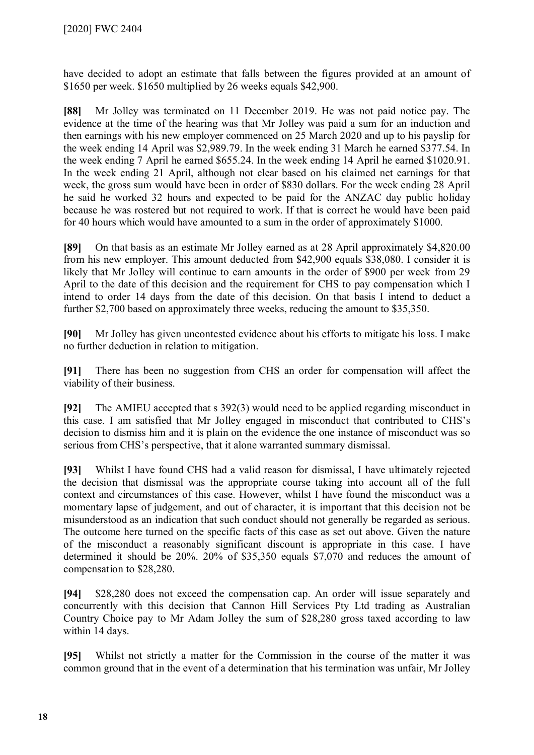have decided to adopt an estimate that falls between the figures provided at an amount of $1650 per week. $1650 multiplied by 26 weeks equals $42,900.

**[88]** Mr Jolley was terminated on 11 December 2019. He was not paid notice pay. The evidence at the time of the hearing was that Mr Jolley was paid a sum for an induction and then earnings with his new employer commenced on 25 March 2020 and up to his payslip for the week ending 14 April was $2,989.79. In the week ending 31 March he earned $377.54. In the week ending 7 April he earned $655.24. In the week ending 14 April he earned $1020.91. In the week ending 21 April, although not clear based on his claimed net earnings for that week, the gross sum would have been in order of $830 dollars. For the week ending 28 April he said he worked 32 hours and expected to be paid for the ANZAC day public holiday because he was rostered but not required to work. If that is correct he would have been paid for 40 hours which would have amounted to a sum in the order of approximately $1000.

**[89]** On that basis as an estimate Mr Jolley earned as at 28 April approximately $4,820.00 from his new employer. This amount deducted from $42,900 equals $38,080. I consider it is likely that Mr Jolley will continue to earn amounts in the order of $900 per week from 29 April to the date of this decision and the requirement for CHS to pay compensation which I intend to order 14 days from the date of this decision. On that basis I intend to deduct a further $2,700 based on approximately three weeks, reducing the amount to $35,350.

**[90]** Mr Jolley has given uncontested evidence about his efforts to mitigate his loss. I make no further deduction in relation to mitigation.

**[91]** There has been no suggestion from CHS an order for compensation will affect the viability of their business.

**[92]** The AMIEU accepted that s 392(3) would need to be applied regarding misconduct in this case. I am satisfied that Mr Jolley engaged in misconduct that contributed to CHS's decision to dismiss him and it is plain on the evidence the one instance of misconduct was so serious from CHS's perspective, that it alone warranted summary dismissal.

**[93]** Whilst I have found CHS had a valid reason for dismissal, I have ultimately rejected the decision that dismissal was the appropriate course taking into account all of the full context and circumstances of this case. However, whilst I have found the misconduct was a momentary lapse of judgement, and out of character, it is important that this decision not be misunderstood as an indication that such conduct should not generally be regarded as serious. The outcome here turned on the specific facts of this case as set out above. Given the nature of the misconduct a reasonably significant discount is appropriate in this case. I have determined it should be 20%. 20% of $35,350 equals $7,070 and reduces the amount of compensation to $28,280.

**[94]** $28,280 does not exceed the compensation cap. An order will issue separately and concurrently with this decision that Cannon Hill Services Pty Ltd trading as Australian Country Choice pay to Mr Adam Jolley the sum of $28,280 gross taxed according to law within 14 days.

**[95]** Whilst not strictly a matter for the Commission in the course of the matter it was common ground that in the event of a determination that his termination was unfair, Mr Jolley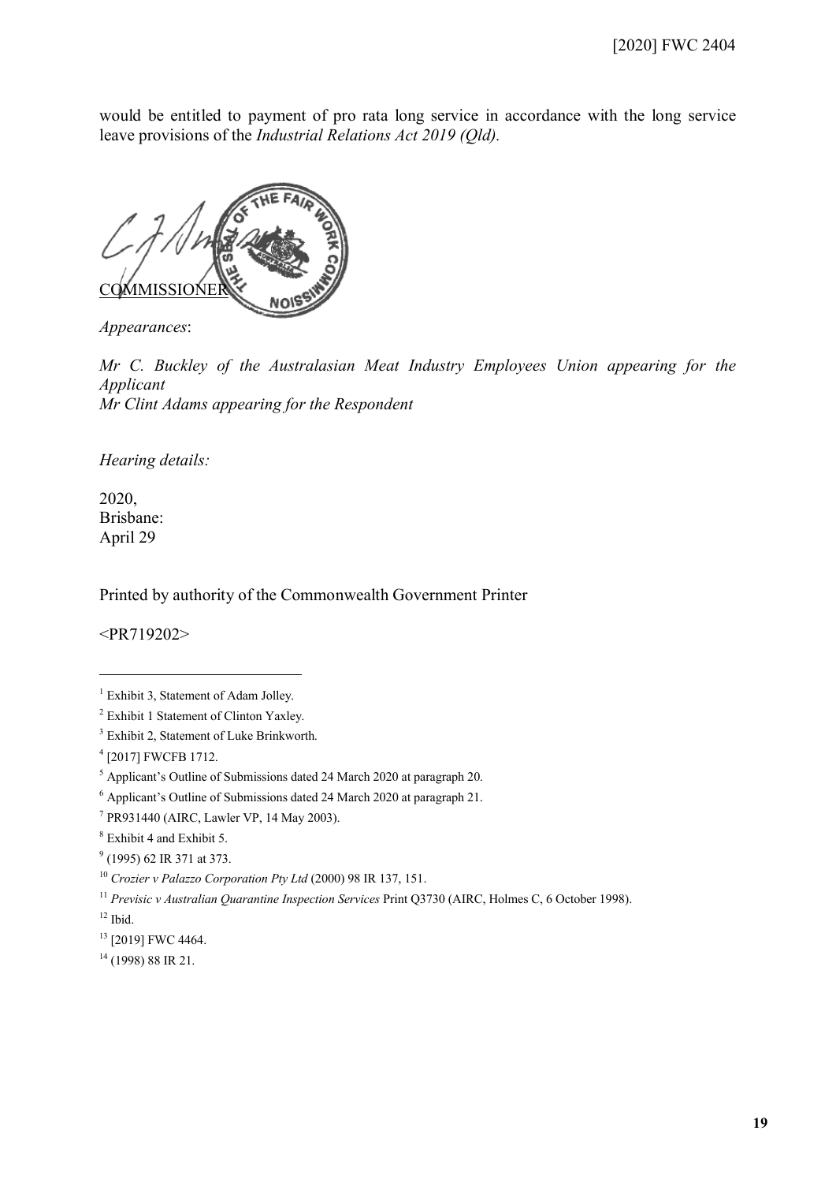would be entitled to payment of pro rata long service in accordance with the long service leave provisions of the *Industrial Relations Act 2019 (Qld).*

COMMISSIONER

*Appearances*:

*Mr C. Buckley of the Australasian Meat Industry Employees Union appearing for the Applicant*
*Mr Clint Adams appearing for the Respondent*

*Hearing details:*

2020,
Brisbane:
April 29

Printed by authority of the Commonwealth Government Printer

<PR719202>

---

[1] Exhibit 3, Statement of Adam Jolley.

[2] Exhibit 1 Statement of Clinton Yaxley.

[3] Exhibit 2, Statement of Luke Brinkworth.

[4] [2017] FWCFB 1712.

[5] Applicant's Outline of Submissions dated 24 March 2020 at paragraph 20.

[6] Applicant's Outline of Submissions dated 24 March 2020 at paragraph 21.

[7] PR931440 (AIRC, Lawler VP, 14 May 2003).

[8] Exhibit 4 and Exhibit 5.

[9] (1995) 62 IR 371 at 373.

[10] *Crozier v Palazzo Corporation Pty Ltd* (2000) 98 IR 137, 151.

[11] *Previsic v Australian Quarantine Inspection Services* Print Q3730 (AIRC, Holmes C, 6 October 1998).

[12] Ibid.

[13] [2019] FWC 4464.

[14] (1998) 88 IR 21.